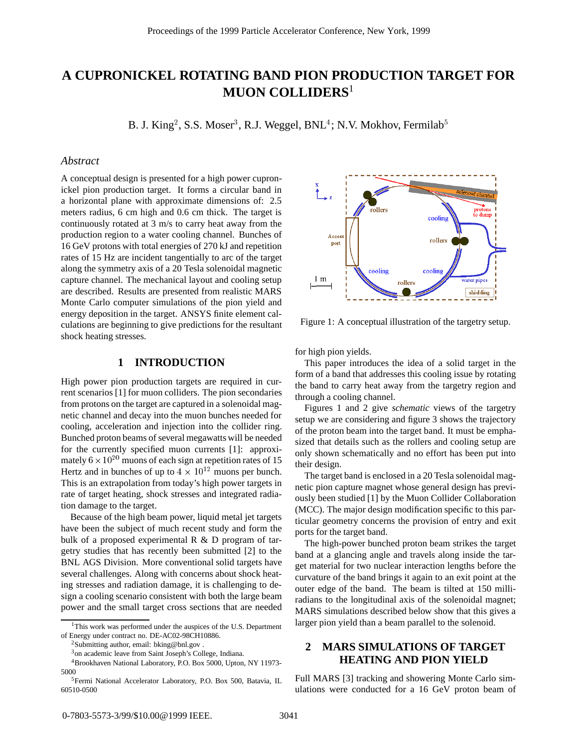# A CUPRONICKEL ROTATING BAND PION PRODUCTION TARGET FOR MUON COLLIDERS[1]

B. J. King[2], S.S. Moser[3], R.J. Weggel, BNL[4]; N.V. Mokhov, Fermilab[5]

## *Abstract*

A conceptual design is presented for a high power cupronickel pion production target. It forms a circular band in a horizontal plane with approximate dimensions of: 2.5 meters radius, 6 cm high and 0.6 cm thick. The target is continuously rotated at 3 m/s to carry heat away from the production region to a water cooling channel. Bunches of 16 GeV protons with total energies of 270 kJ and repetition rates of 15 Hz are incident tangentially to arc of the target along the symmetry axis of a 20 Tesla solenoidal magnetic capture channel. The mechanical layout and cooling setup are described. Results are presented from realistic MARS Monte Carlo computer simulations of the pion yield and energy deposition in the target. ANSYS finite element calculations are beginning to give predictions for the resultant shock heating stresses.

## 1 INTRODUCTION

High power pion production targets are required in current scenarios [1] for muon colliders. The pion secondaries from protons on the target are captured in a solenoidal magnetic channel and decay into the muon bunches needed for cooling, acceleration and injection into the collider ring. Bunched proton beams of several megawatts will be needed for the currently specified muon currents [1]: approximately $6 \times 10^{20}$ muons of each sign at repetition rates of 15 Hertz and in bunches of up to $4 \times 10^{12}$ muons per bunch. This is an extrapolation from today's high power targets in rate of target heating, shock stresses and integrated radiation damage to the target.

Because of the high beam power, liquid metal jet targets have been the subject of much recent study and form the bulk of a proposed experimental R & D program of targetry studies that has recently been submitted [2] to the BNL AGS Division. More conventional solid targets have several challenges. Along with concerns about shock heating stresses and radiation damage, it is challenging to design a cooling scenario consistent with both the large beam power and the small target cross sections that are needed for high pion yields.

This paper introduces the idea of a solid target in the form of a band that addresses this cooling issue by rotating the band to carry heat away from the targetry region and through a cooling channel.

Figures 1 and 2 give *schematic* views of the targetry setup we are considering and figure 3 shows the trajectory of the proton beam into the target band. It must be emphasized that details such as the rollers and cooling setup are only shown schematically and no effort has been put into their design.

Figure 1: A conceptual illustration of the targetry setup.

The target band is enclosed in a 20 Tesla solenoidal magnetic pion capture magnet whose general design has previously been studied [1] by the Muon Collider Collaboration (MCC). The major design modification specific to this particular geometry concerns the provision of entry and exit ports for the target band.

The high-power bunched proton beam strikes the target band at a glancing angle and travels along inside the target material for two nuclear interaction lengths before the curvature of the band brings it again to an exit point at the outer edge of the band. The beam is tilted at 150 milliradians to the longitudinal axis of the solenoidal magnet; MARS simulations described below show that this gives a larger pion yield than a beam parallel to the solenoid.

## 2 MARS SIMULATIONS OF TARGET HEATING AND PION YIELD

Full MARS [3] tracking and showering Monte Carlo simulations were conducted for a 16 GeV proton beam of

---

[1] This work was performed under the auspices of the U.S. Department of Energy under contract no. DE-AC02-98CH10886.

[2] Submitting author, email: bking@bnl.gov .

[3] on academic leave from Saint Joseph's College, Indiana.

[4] Brookhaven National Laboratory, P.O. Box 5000, Upton, NY 11973-5000

[5] Fermi National Accelerator Laboratory, P.O. Box 500, Batavia, IL 60510-0500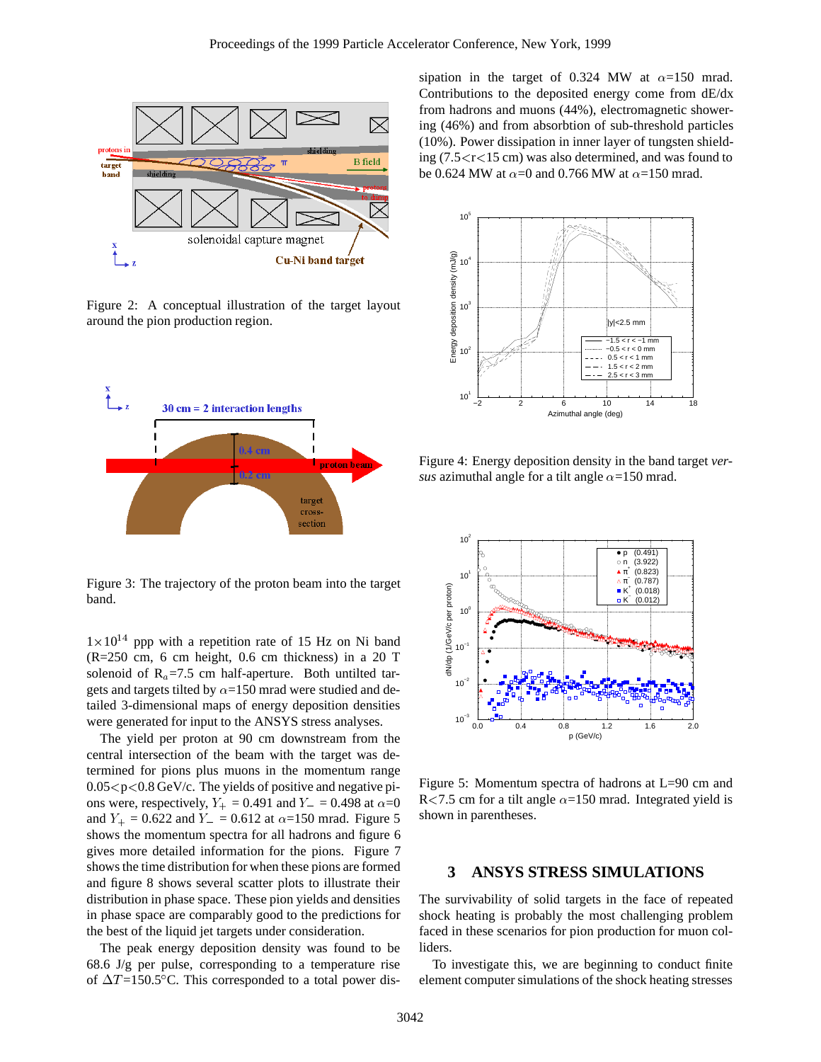Figure 2: A conceptual illustration of the target layout around the pion production region.

Figure 3: The trajectory of the proton beam into the target band.

$1\times10^{14}$ ppp with a repetition rate of 15 Hz on Ni band (R=250 cm, 6 cm height, 0.6 cm thickness) in a 20 T solenoid of $R_a$=7.5 cm half-aperture. Both untilted targets and targets tilted by $\alpha$=150 mrad were studied and detailed 3-dimensional maps of energy deposition densities were generated for input to the ANSYS stress analyses.

The yield per proton at 90 cm downstream from the central intersection of the beam with the target was determined for pions plus muons in the momentum range $0.05<p<0.8$ GeV/c. The yields of positive and negative pions were, respectively, $Y_+$ = 0.491 and $Y_-$ = 0.498 at $\alpha$=0 and $Y_+$ = 0.622 and $Y_-$ = 0.612 at $\alpha$=150 mrad. Figure 5 shows the momentum spectra for all hadrons and figure 6 gives more detailed information for the pions. Figure 7 shows the time distribution for when these pions are formed and figure 8 shows several scatter plots to illustrate their distribution in phase space. These pion yields and densities in phase space are comparably good to the predictions for the best of the liquid jet targets under consideration.

The peak energy deposition density was found to be 68.6 J/g per pulse, corresponding to a temperature rise of $\Delta T$=150.5°C. This corresponded to a total power dissipation in the target of 0.324 MW at $\alpha$=150 mrad. Contributions to the deposited energy come from dE/dx from hadrons and muons (44%), electromagnetic showering (46%) and from absorbtion of sub-threshold particles (10%). Power dissipation in inner layer of tungsten shielding (7.5<r<15 cm) was also determined, and was found to be 0.624 MW at $\alpha$=0 and 0.766 MW at $\alpha$=150 mrad.

Figure 4: Energy deposition density in the band target *versus* azimuthal angle for a tilt angle $\alpha$=150 mrad.

Figure 5: Momentum spectra of hadrons at L=90 cm and R<7.5 cm for a tilt angle $\alpha$=150 mrad. Integrated yield is shown in parentheses.

## 3 ANSYS STRESS SIMULATIONS

The survivability of solid targets in the face of repeated shock heating is probably the most challenging problem faced in these scenarios for pion production for muon colliders.

To investigate this, we are beginning to conduct finite element computer simulations of the shock heating stresses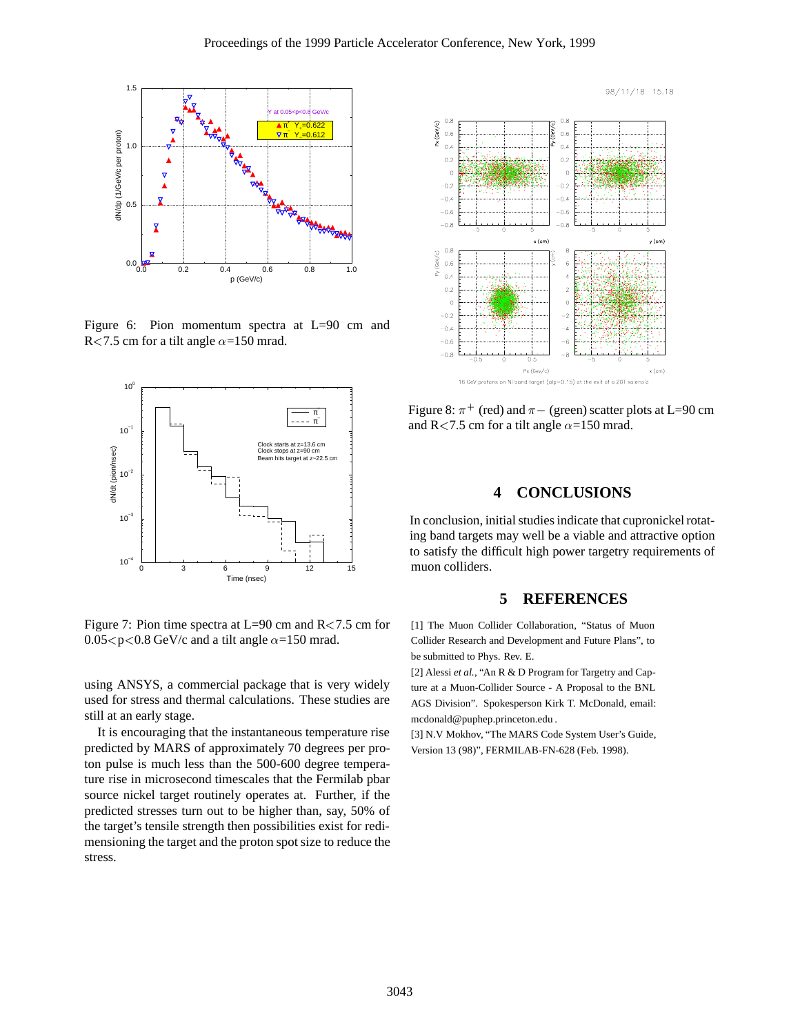1.5

1.0

0.5

0.0

0.0 0.2 0.4 0.6 0.8 1.0

p (GeV/c)

dN/dp (1/GeV/c per proton)

Y at 0.05<p<0.8 GeV/c

$\pi^+$ $Y_+$=0.622

$\pi^-$ $Y_-$=0.612

Figure 6: Pion momentum spectra at L=90 cm and R<7.5 cm for a tilt angle $\alpha$=150 mrad.

$10^0$

$10^{-1}$

$10^{-2}$

$10^{-3}$

$10^{-4}$

0 3 6 9 12 15

Time (nsec)

dN/dt (pion/nsec)

$\pi^+$

$\pi^-$

Clock starts at z=13.6 cm

Clock stops at z=90 cm

Beam hits target at z~22.5 cm

Figure 7: Pion time spectra at L=90 cm and R<7.5 cm for 0.05<p<0.8 GeV/c and a tilt angle $\alpha$=150 mrad.

using ANSYS, a commercial package that is very widely used for stress and thermal calculations. These studies are still at an early stage.

It is encouraging that the instantaneous temperature rise predicted by MARS of approximately 70 degrees per proton pulse is much less than the 500-600 degree temperature rise in microsecond timescales that the Fermilab pbar source nickel target routinely operates at. Further, if the predicted stresses turn out to be higher than, say, 50% of the target's tensile strength then possibilities exist for redimensioning the target and the proton spot size to reduce the stress.

98/11/18 15.18

Px (GeV/c)

Py (GeV/c)

x (cm)

y (cm)

Py (GeV/c)

y (cm)

Px (GeV/c)

x (cm)

16 GeV protons on Ni band target (alp=0.15) at the exit of a 20T solenoid

Figure 8: $\pi^+$ (red) and $\pi-$ (green) scatter plots at L=90 cm and R<7.5 cm for a tilt angle $\alpha$=150 mrad.

## 4 CONCLUSIONS

In conclusion, initial studies indicate that cupronickel rotating band targets may well be a viable and attractive option to satisfy the difficult high power targetry requirements of muon colliders.

## 5 REFERENCES

[1] The Muon Collider Collaboration, "Status of Muon Collider Research and Development and Future Plans", to be submitted to Phys. Rev. E.

[2] Alessi *et al.*, "An R & D Program for Targetry and Capture at a Muon-Collider Source - A Proposal to the BNL AGS Division". Spokesperson Kirk T. McDonald, email: mcdonald@puphep.princeton.edu .

[3] N.V Mokhov, "The MARS Code System User's Guide, Version 13 (98)", FERMILAB-FN-628 (Feb. 1998).